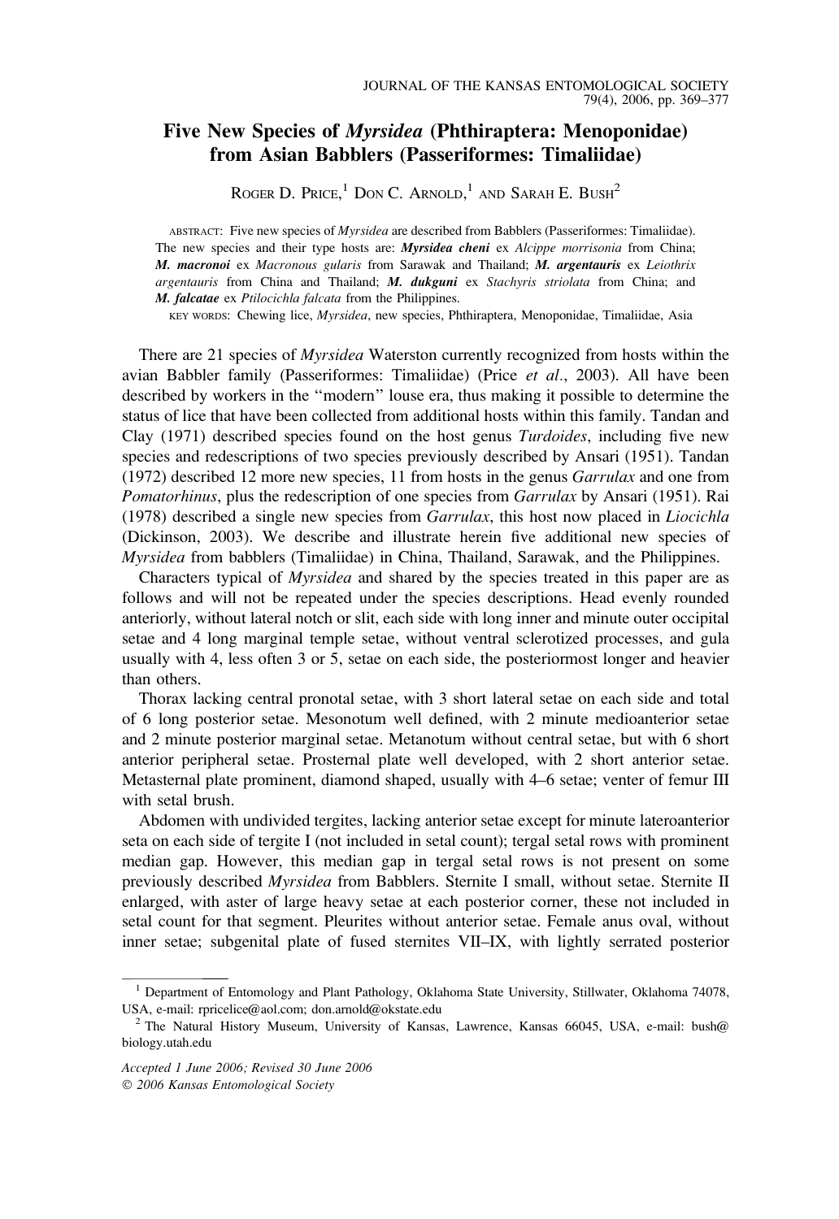# Five New Species of *Myrsidea* (Phthiraptera: Menoponidae) from Asian Babblers (Passeriformes: Timaliidae)

Roger D. Price,[1] Don C. Arnold,[1] and Sarah E. Bush[2]

ABSTRACT: Five new species of *Myrsidea* are described from Babblers (Passeriformes: Timaliidae). The new species and their type hosts are: ***Myrsidea cheni*** ex *Alcippe morrisonia* from China; ***M. macronoi*** ex *Macronous gularis* from Sarawak and Thailand; ***M. argentauris*** ex *Leiothrix argentauris* from China and Thailand; ***M. dukguni*** ex *Stachyris striolata* from China; and ***M. falcatae*** ex *Ptilocichla falcata* from the Philippines.

KEY WORDS: Chewing lice, *Myrsidea*, new species, Phthiraptera, Menoponidae, Timaliidae, Asia

There are 21 species of *Myrsidea* Waterston currently recognized from hosts within the avian Babbler family (Passeriformes: Timaliidae) (Price *et al*., 2003). All have been described by workers in the "modern" louse era, thus making it possible to determine the status of lice that have been collected from additional hosts within this family. Tandan and Clay (1971) described species found on the host genus *Turdoides*, including five new species and redescriptions of two species previously described by Ansari (1951). Tandan (1972) described 12 more new species, 11 from hosts in the genus *Garrulax* and one from *Pomatorhinus*, plus the redescription of one species from *Garrulax* by Ansari (1951). Rai (1978) described a single new species from *Garrulax*, this host now placed in *Liocichla* (Dickinson, 2003). We describe and illustrate herein five additional new species of *Myrsidea* from babblers (Timaliidae) in China, Thailand, Sarawak, and the Philippines.

Characters typical of *Myrsidea* and shared by the species treated in this paper are as follows and will not be repeated under the species descriptions. Head evenly rounded anteriorly, without lateral notch or slit, each side with long inner and minute outer occipital setae and 4 long marginal temple setae, without ventral sclerotized processes, and gula usually with 4, less often 3 or 5, setae on each side, the posteriormost longer and heavier than others.

Thorax lacking central pronotal setae, with 3 short lateral setae on each side and total of 6 long posterior setae. Mesonotum well defined, with 2 minute medioanterior setae and 2 minute posterior marginal setae. Metanotum without central setae, but with 6 short anterior peripheral setae. Prosternal plate well developed, with 2 short anterior setae. Metasternal plate prominent, diamond shaped, usually with 4–6 setae; venter of femur III with setal brush.

Abdomen with undivided tergites, lacking anterior setae except for minute lateroanterior seta on each side of tergite I (not included in setal count); tergal setal rows with prominent median gap. However, this median gap in tergal setal rows is not present on some previously described *Myrsidea* from Babblers. Sternite I small, without setae. Sternite II enlarged, with aster of large heavy setae at each posterior corner, these not included in setal count for that segment. Pleurites without anterior setae. Female anus oval, without inner setae; subgenital plate of fused sternites VII–IX, with lightly serrated posterior

---

[1] Department of Entomology and Plant Pathology, Oklahoma State University, Stillwater, Oklahoma 74078, USA, e-mail: rpricelice@aol.com; don.arnold@okstate.edu

[2] The Natural History Museum, University of Kansas, Lawrence, Kansas 66045, USA, e-mail: bush@biology.utah.edu

*Accepted 1 June 2006; Revised 30 June 2006*

*© 2006 Kansas Entomological Society*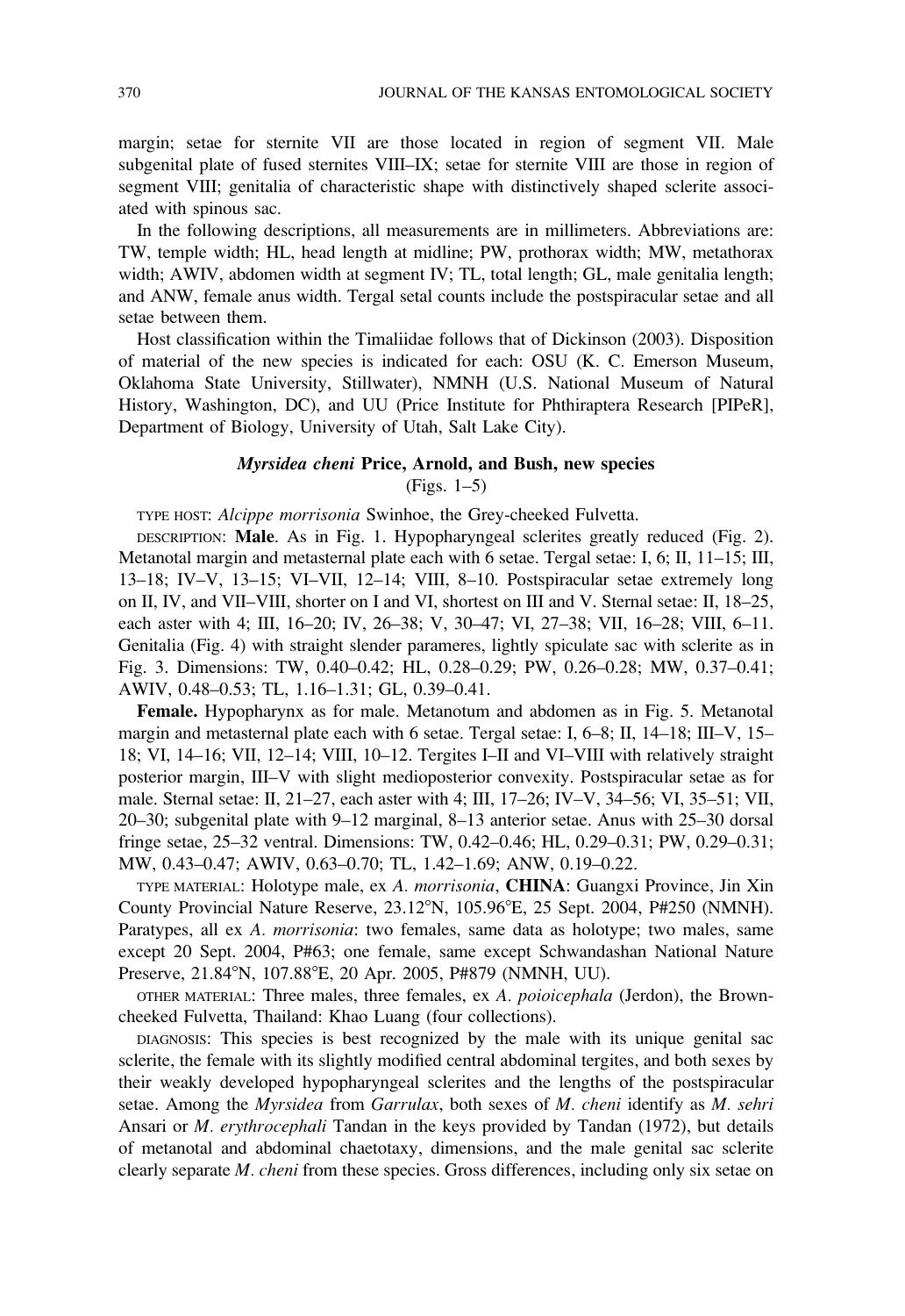margin; setae for sternite VII are those located in region of segment VII. Male subgenital plate of fused sternites VIII–IX; setae for sternite VIII are those in region of segment VIII; genitalia of characteristic shape with distinctively shaped sclerite associated with spinous sac.

In the following descriptions, all measurements are in millimeters. Abbreviations are: TW, temple width; HL, head length at midline; PW, prothorax width; MW, metathorax width; AWIV, abdomen width at segment IV; TL, total length; GL, male genitalia length; and ANW, female anus width. Tergal setal counts include the postspiracular setae and all setae between them.

Host classification within the Timaliidae follows that of Dickinson (2003). Disposition of material of the new species is indicated for each: OSU (K. C. Emerson Museum, Oklahoma State University, Stillwater), NMNH (U.S. National Museum of Natural History, Washington, DC), and UU (Price Institute for Phthiraptera Research [PIPeR], Department of Biology, University of Utah, Salt Lake City).

## *Myrsidea cheni* Price, Arnold, and Bush, new species
(Figs. 1–5)

TYPE HOST: *Alcippe morrisonia* Swinhoe, the Grey-cheeked Fulvetta.

DESCRIPTION: **Male**. As in Fig. 1. Hypopharyngeal sclerites greatly reduced (Fig. 2). Metanotal margin and metasternal plate each with 6 setae. Tergal setae: I, 6; II, 11–15; III, 13–18; IV–V, 13–15; VI–VII, 12–14; VIII, 8–10. Postspiracular setae extremely long on II, IV, and VII–VIII, shorter on I and VI, shortest on III and V. Sternal setae: II, 18–25, each aster with 4; III, 16–20; IV, 26–38; V, 30–47; VI, 27–38; VII, 16–28; VIII, 6–11. Genitalia (Fig. 4) with straight slender parameres, lightly spiculate sac with sclerite as in Fig. 3. Dimensions: TW, 0.40–0.42; HL, 0.28–0.29; PW, 0.26–0.28; MW, 0.37–0.41; AWIV, 0.48–0.53; TL, 1.16–1.31; GL, 0.39–0.41.

**Female.** Hypopharynx as for male. Metanotum and abdomen as in Fig. 5. Metanotal margin and metasternal plate each with 6 setae. Tergal setae: I, 6–8; II, 14–18; III–V, 15–18; VI, 14–16; VII, 12–14; VIII, 10–12. Tergites I–II and VI–VIII with relatively straight posterior margin, III–V with slight medioposterior convexity. Postspiracular setae as for male. Sternal setae: II, 21–27, each aster with 4; III, 17–26; IV–V, 34–56; VI, 35–51; VII, 20–30; subgenital plate with 9–12 marginal, 8–13 anterior setae. Anus with 25–30 dorsal fringe setae, 25–32 ventral. Dimensions: TW, 0.42–0.46; HL, 0.29–0.31; PW, 0.29–0.31; MW, 0.43–0.47; AWIV, 0.63–0.70; TL, 1.42–1.69; ANW, 0.19–0.22.

TYPE MATERIAL: Holotype male, ex *A. morrisonia*, **CHINA**: Guangxi Province, Jin Xin County Provincial Nature Reserve, 23.12°N, 105.96°E, 25 Sept. 2004, P#250 (NMNH). Paratypes, all ex *A. morrisonia*: two females, same data as holotype; two males, same except 20 Sept. 2004, P#63; one female, same except Schwandashan National Nature Preserve, 21.84°N, 107.88°E, 20 Apr. 2005, P#879 (NMNH, UU).

OTHER MATERIAL: Three males, three females, ex *A. poioicephala* (Jerdon), the Brown-cheeked Fulvetta, Thailand: Khao Luang (four collections).

DIAGNOSIS: This species is best recognized by the male with its unique genital sac sclerite, the female with its slightly modified central abdominal tergites, and both sexes by their weakly developed hypopharyngeal sclerites and the lengths of the postspiracular setae. Among the *Myrsidea* from *Garrulax*, both sexes of *M. cheni* identify as *M. sehri* Ansari or *M. erythrocephali* Tandan in the keys provided by Tandan (1972), but details of metanotal and abdominal chaetotaxy, dimensions, and the male genital sac sclerite clearly separate *M. cheni* from these species. Gross differences, including only six setae on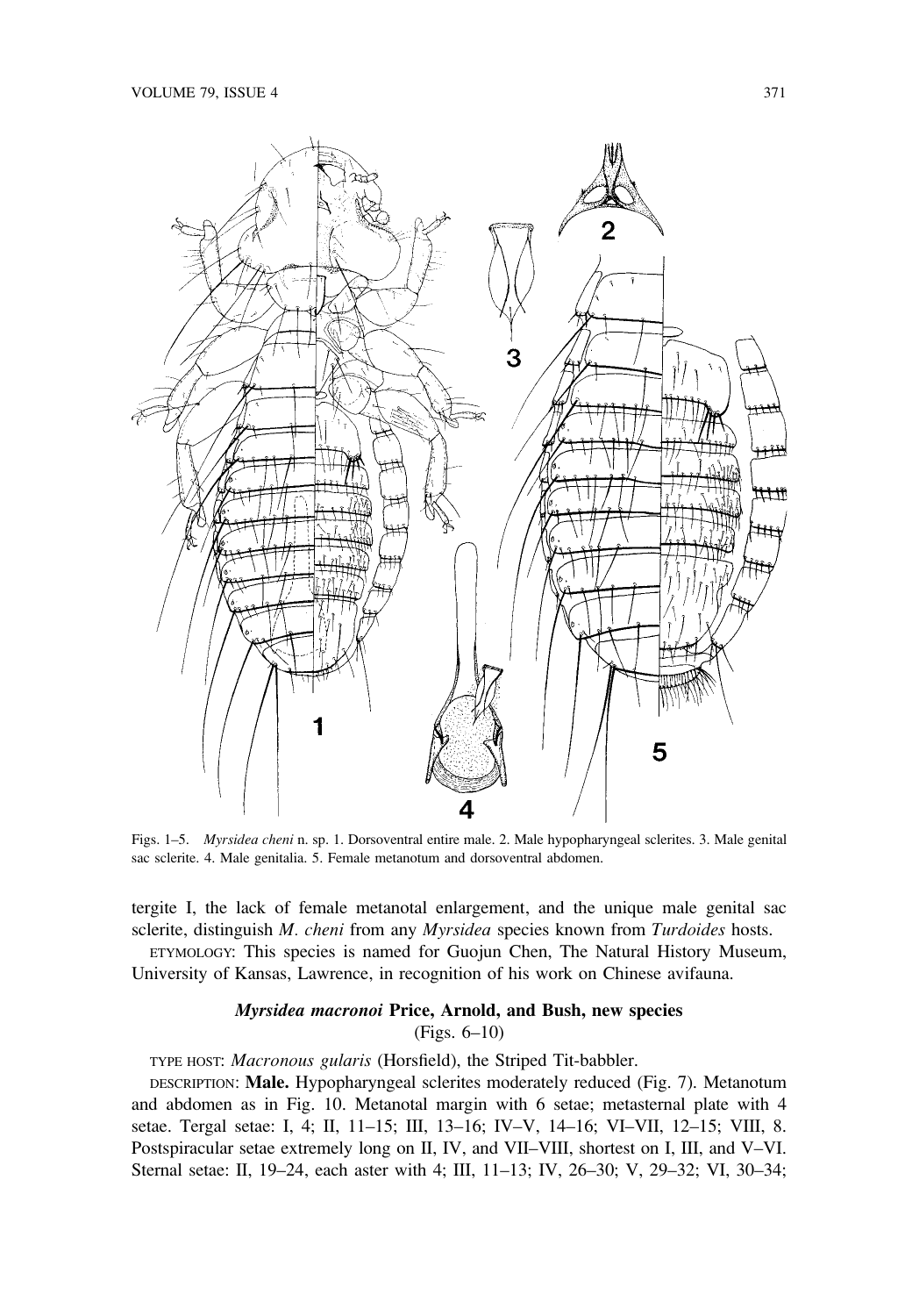Figs. 1–5. *Myrsidea cheni* n. sp. 1. Dorsoventral entire male. 2. Male hypopharyngeal sclerites. 3. Male genital sac sclerite. 4. Male genitalia. 5. Female metanotum and dorsoventral abdomen.

tergite I, the lack of female metanotal enlargement, and the unique male genital sac sclerite, distinguish *M. cheni* from any *Myrsidea* species known from *Turdoides* hosts.

ETYMOLOGY: This species is named for Guojun Chen, The Natural History Museum, University of Kansas, Lawrence, in recognition of his work on Chinese avifauna.

### *Myrsidea macronoi* Price, Arnold, and Bush, new species
(Figs. 6–10)

TYPE HOST: *Macronous gularis* (Horsfield), the Striped Tit-babbler.

DESCRIPTION: **Male.** Hypopharyngeal sclerites moderately reduced (Fig. 7). Metanotum and abdomen as in Fig. 10. Metanotal margin with 6 setae; metasternal plate with 4 setae. Tergal setae: I, 4; II, 11–15; III, 13–16; IV–V, 14–16; VI–VII, 12–15; VIII, 8. Postspiracular setae extremely long on II, IV, and VII–VIII, shortest on I, III, and V–VI. Sternal setae: II, 19–24, each aster with 4; III, 11–13; IV, 26–30; V, 29–32; VI, 30–34;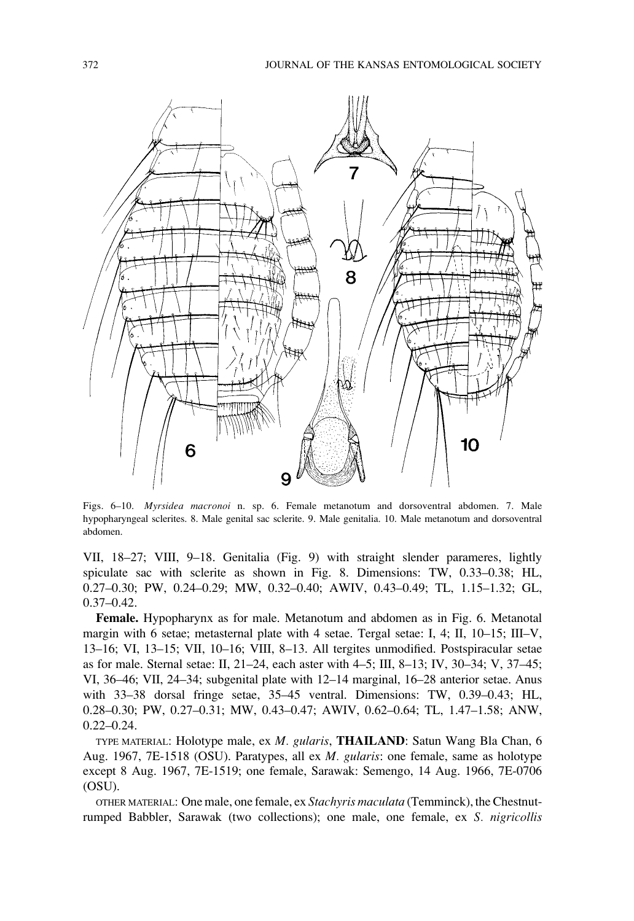Figs. 6–10. *Myrsidea macronoi* n. sp. 6. Female metanotum and dorsoventral abdomen. 7. Male hypopharyngeal sclerites. 8. Male genital sac sclerite. 9. Male genitalia. 10. Male metanotum and dorsoventral abdomen.

VII, 18–27; VIII, 9–18. Genitalia (Fig. 9) with straight slender parameres, lightly spiculate sac with sclerite as shown in Fig. 8. Dimensions: TW, 0.33–0.38; HL, 0.27–0.30; PW, 0.24–0.29; MW, 0.32–0.40; AWIV, 0.43–0.49; TL, 1.15–1.32; GL, 0.37–0.42.

**Female.** Hypopharynx as for male. Metanotum and abdomen as in Fig. 6. Metanotal margin with 6 setae; metasternal plate with 4 setae. Tergal setae: I, 4; II, 10–15; III–V, 13–16; VI, 13–15; VII, 10–16; VIII, 8–13. All tergites unmodified. Postspiracular setae as for male. Sternal setae: II, 21–24, each aster with 4–5; III, 8–13; IV, 30–34; V, 37–45; VI, 36–46; VII, 24–34; subgenital plate with 12–14 marginal, 16–28 anterior setae. Anus with 33–38 dorsal fringe setae, 35–45 ventral. Dimensions: TW, 0.39–0.43; HL, 0.28–0.30; PW, 0.27–0.31; MW, 0.43–0.47; AWIV, 0.62–0.64; TL, 1.47–1.58; ANW, 0.22–0.24.

TYPE MATERIAL: Holotype male, ex *M. gularis*, **THAILAND**: Satun Wang Bla Chan, 6 Aug. 1967, 7E-1518 (OSU). Paratypes, all ex *M. gularis*: one female, same as holotype except 8 Aug. 1967, 7E-1519; one female, Sarawak: Semengo, 14 Aug. 1966, 7E-0706 (OSU).

OTHER MATERIAL: One male, one female, ex *Stachyris maculata* (Temminck), the Chestnut-rumped Babbler, Sarawak (two collections); one male, one female, ex *S. nigricollis*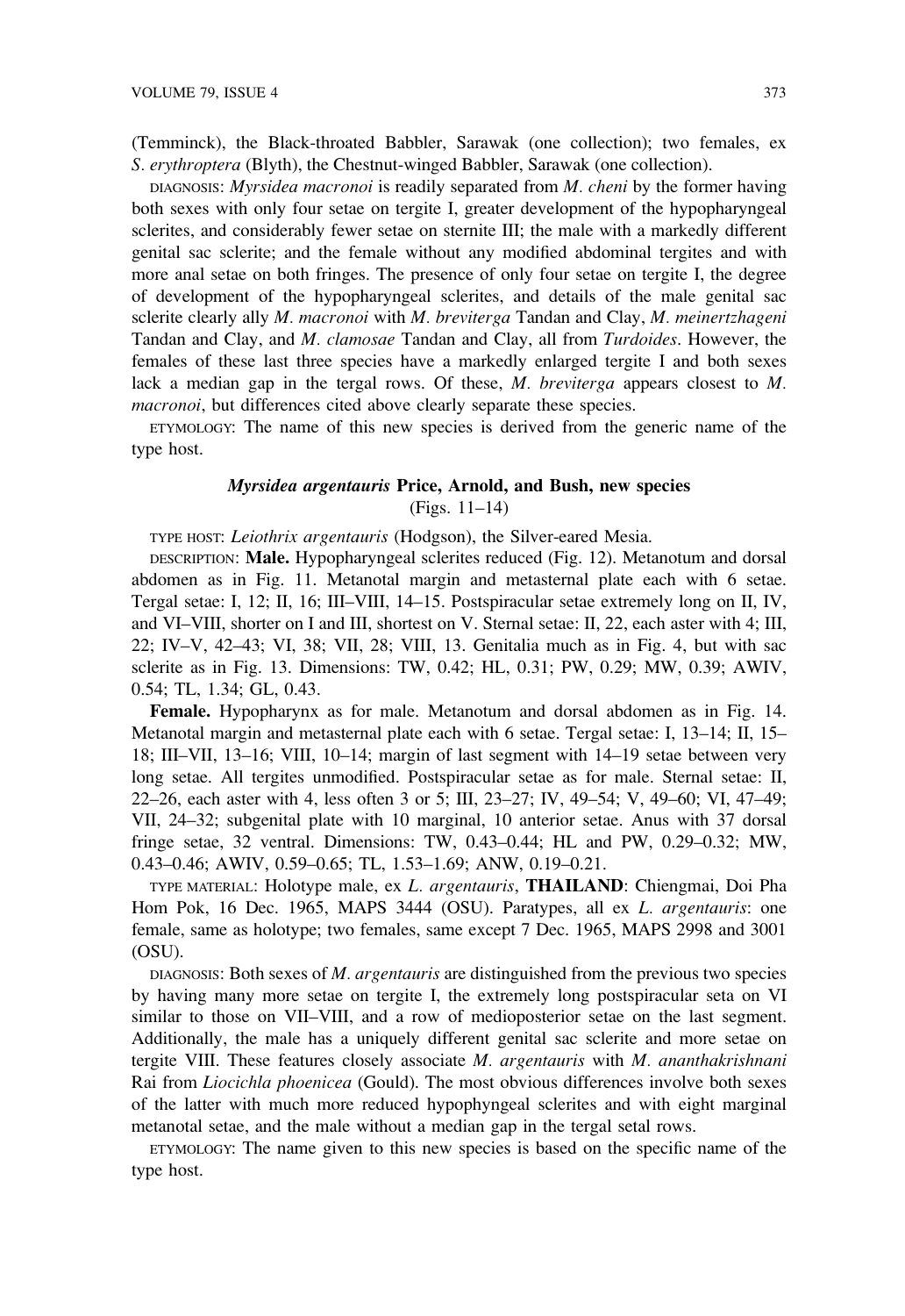(Temminck), the Black-throated Babbler, Sarawak (one collection); two females, ex *S. erythroptera* (Blyth), the Chestnut-winged Babbler, Sarawak (one collection).

DIAGNOSIS: *Myrsidea macronoi* is readily separated from *M. cheni* by the former having both sexes with only four setae on tergite I, greater development of the hypopharyngeal sclerites, and considerably fewer setae on sternite III; the male with a markedly different genital sac sclerite; and the female without any modified abdominal tergites and with more anal setae on both fringes. The presence of only four setae on tergite I, the degree of development of the hypopharyngeal sclerites, and details of the male genital sac sclerite clearly ally *M. macronoi* with *M. breviterga* Tandan and Clay, *M. meinertzhageni* Tandan and Clay, and *M. clamosae* Tandan and Clay, all from *Turdoides*. However, the females of these last three species have a markedly enlarged tergite I and both sexes lack a median gap in the tergal rows. Of these, *M. breviterga* appears closest to *M. macronoi*, but differences cited above clearly separate these species.

ETYMOLOGY: The name of this new species is derived from the generic name of the type host.

### *Myrsidea argentauris* Price, Arnold, and Bush, new species

(Figs. 11–14)

TYPE HOST: *Leiothrix argentauris* (Hodgson), the Silver-eared Mesia.

DESCRIPTION: **Male.** Hypopharyngeal sclerites reduced (Fig. 12). Metanotum and dorsal abdomen as in Fig. 11. Metanotal margin and metasternal plate each with 6 setae. Tergal setae: I, 12; II, 16; III–VIII, 14–15. Postspiracular setae extremely long on II, IV, and VI–VIII, shorter on I and III, shortest on V. Sternal setae: II, 22, each aster with 4; III, 22; IV–V, 42–43; VI, 38; VII, 28; VIII, 13. Genitalia much as in Fig. 4, but with sac sclerite as in Fig. 13. Dimensions: TW, 0.42; HL, 0.31; PW, 0.29; MW, 0.39; AWIV, 0.54; TL, 1.34; GL, 0.43.

**Female.** Hypopharynx as for male. Metanotum and dorsal abdomen as in Fig. 14. Metanotal margin and metasternal plate each with 6 setae. Tergal setae: I, 13–14; II, 15–18; III–VII, 13–16; VIII, 10–14; margin of last segment with 14–19 setae between very long setae. All tergites unmodified. Postspiracular setae as for male. Sternal setae: II, 22–26, each aster with 4, less often 3 or 5; III, 23–27; IV, 49–54; V, 49–60; VI, 47–49; VII, 24–32; subgenital plate with 10 marginal, 10 anterior setae. Anus with 37 dorsal fringe setae, 32 ventral. Dimensions: TW, 0.43–0.44; HL and PW, 0.29–0.32; MW, 0.43–0.46; AWIV, 0.59–0.65; TL, 1.53–1.69; ANW, 0.19–0.21.

TYPE MATERIAL: Holotype male, ex *L. argentauris*, **THAILAND**: Chiengmai, Doi Pha Hom Pok, 16 Dec. 1965, MAPS 3444 (OSU). Paratypes, all ex *L. argentauris*: one female, same as holotype; two females, same except 7 Dec. 1965, MAPS 2998 and 3001 (OSU).

DIAGNOSIS: Both sexes of *M. argentauris* are distinguished from the previous two species by having many more setae on tergite I, the extremely long postspiracular seta on VI similar to those on VII–VIII, and a row of medioposterior setae on the last segment. Additionally, the male has a uniquely different genital sac sclerite and more setae on tergite VIII. These features closely associate *M. argentauris* with *M. ananthakrishnani* Rai from *Liocichla phoenicea* (Gould). The most obvious differences involve both sexes of the latter with much more reduced hypophyngeal sclerites and with eight marginal metanotal setae, and the male without a median gap in the tergal setal rows.

ETYMOLOGY: The name given to this new species is based on the specific name of the type host.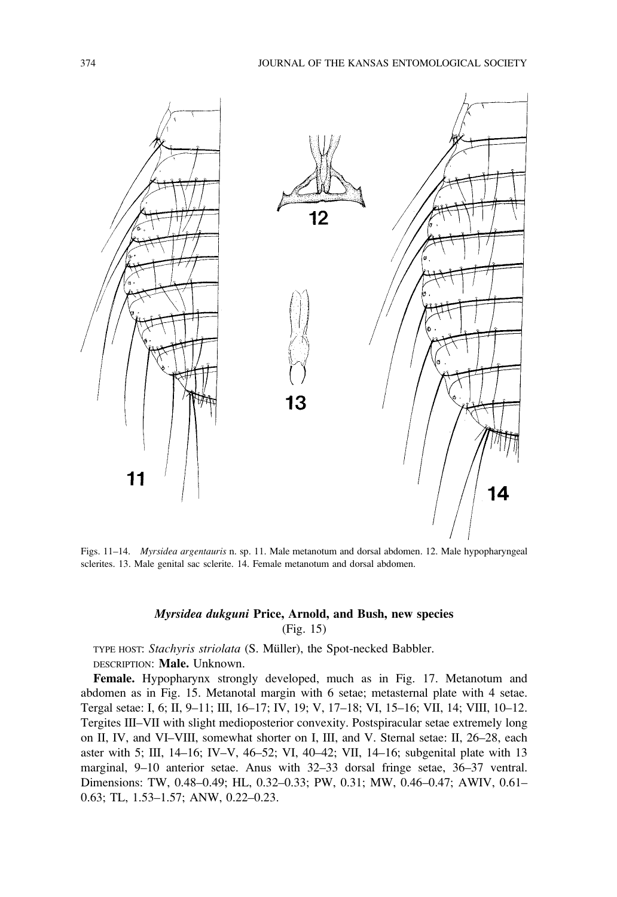Figs. 11–14. *Myrsidea argentauris* n. sp. 11. Male metanotum and dorsal abdomen. 12. Male hypopharyngeal sclerites. 13. Male genital sac sclerite. 14. Female metanotum and dorsal abdomen.

### *Myrsidea dukguni* Price, Arnold, and Bush, new species
(Fig. 15)

TYPE HOST: *Stachyris striolata* (S. Müller), the Spot-necked Babbler.

DESCRIPTION: **Male.** Unknown.

**Female.** Hypopharynx strongly developed, much as in Fig. 17. Metanotum and abdomen as in Fig. 15. Metanotal margin with 6 setae; metasternal plate with 4 setae. Tergal setae: I, 6; II, 9–11; III, 16–17; IV, 19; V, 17–18; VI, 15–16; VII, 14; VIII, 10–12. Tergites III–VII with slight medioposterior convexity. Postspiracular setae extremely long on II, IV, and VI–VIII, somewhat shorter on I, III, and V. Sternal setae: II, 26–28, each aster with 5; III, 14–16; IV–V, 46–52; VI, 40–42; VII, 14–16; subgenital plate with 13 marginal, 9–10 anterior setae. Anus with 32–33 dorsal fringe setae, 36–37 ventral. Dimensions: TW, 0.48–0.49; HL, 0.32–0.33; PW, 0.31; MW, 0.46–0.47; AWIV, 0.61–0.63; TL, 1.53–1.57; ANW, 0.22–0.23.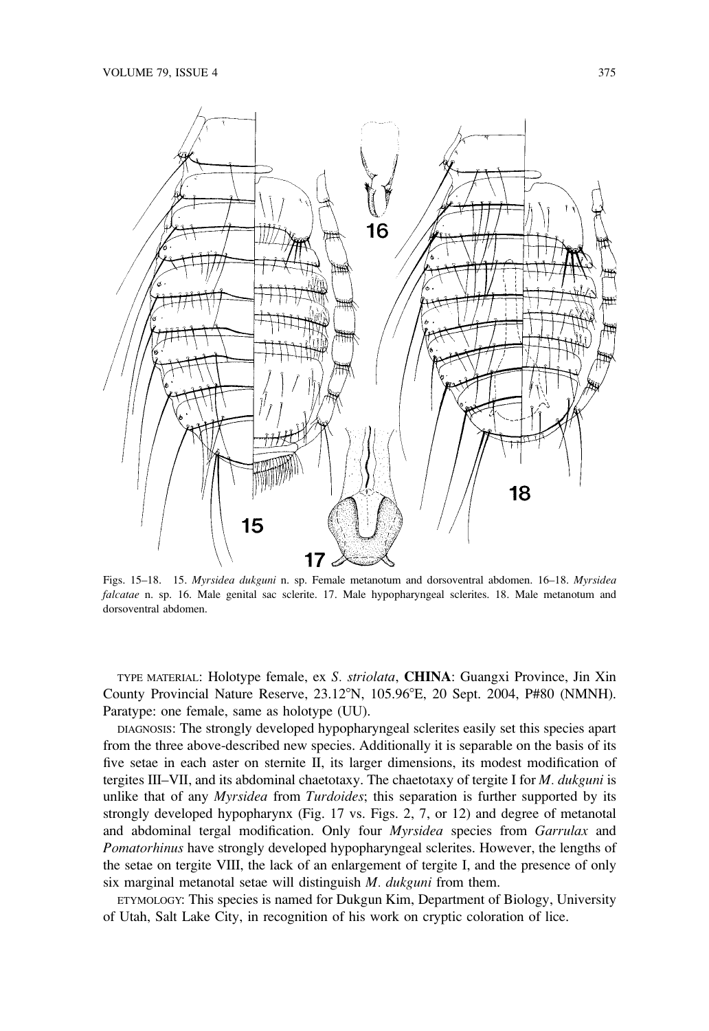Figs. 15–18. 15. *Myrsidea dukguni* n. sp. Female metanotum and dorsoventral abdomen. 16–18. *Myrsidea falcatae* n. sp. 16. Male genital sac sclerite. 17. Male hypopharyngeal sclerites. 18. Male metanotum and dorsoventral abdomen.

TYPE MATERIAL: Holotype female, ex *S. striolata*, **CHINA**: Guangxi Province, Jin Xin County Provincial Nature Reserve, 23.12°N, 105.96°E, 20 Sept. 2004, P#80 (NMNH). Paratype: one female, same as holotype (UU).

DIAGNOSIS: The strongly developed hypopharyngeal sclerites easily set this species apart from the three above-described new species. Additionally it is separable on the basis of its five setae in each aster on sternite II, its larger dimensions, its modest modification of tergites III–VII, and its abdominal chaetotaxy. The chaetotaxy of tergite I for *M. dukguni* is unlike that of any *Myrsidea* from *Turdoides*; this separation is further supported by its strongly developed hypopharynx (Fig. 17 vs. Figs. 2, 7, or 12) and degree of metanotal and abdominal tergal modification. Only four *Myrsidea* species from *Garrulax* and *Pomatorhinus* have strongly developed hypopharyngeal sclerites. However, the lengths of the setae on tergite VIII, the lack of an enlargement of tergite I, and the presence of only six marginal metanotal setae will distinguish *M. dukguni* from them.

ETYMOLOGY: This species is named for Dukgun Kim, Department of Biology, University of Utah, Salt Lake City, in recognition of his work on cryptic coloration of lice.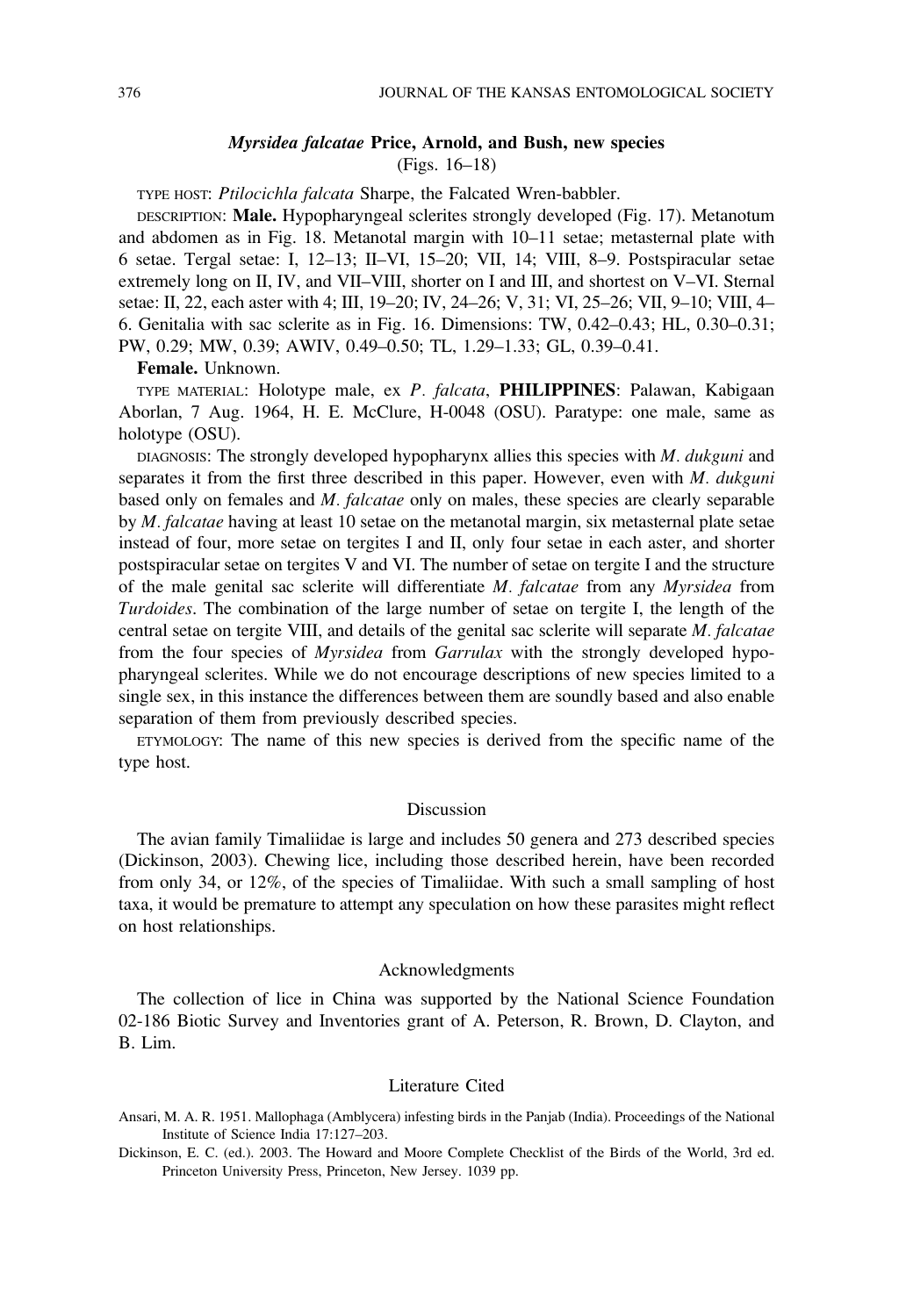### *Myrsidea falcatae* Price, Arnold, and Bush, new species

(Figs. 16–18)

TYPE HOST: *Ptilocichla falcata* Sharpe, the Falcated Wren-babbler.

DESCRIPTION: **Male.** Hypopharyngeal sclerites strongly developed (Fig. 17). Metanotum and abdomen as in Fig. 18. Metanotal margin with 10–11 setae; metasternal plate with 6 setae. Tergal setae: I, 12–13; II–VI, 15–20; VII, 14; VIII, 8–9. Postspiracular setae extremely long on II, IV, and VII–VIII, shorter on I and III, and shortest on V–VI. Sternal setae: II, 22, each aster with 4; III, 19–20; IV, 24–26; V, 31; VI, 25–26; VII, 9–10; VIII, 4–6. Genitalia with sac sclerite as in Fig. 16. Dimensions: TW, 0.42–0.43; HL, 0.30–0.31; PW, 0.29; MW, 0.39; AWIV, 0.49–0.50; TL, 1.29–1.33; GL, 0.39–0.41.

**Female.** Unknown.

TYPE MATERIAL: Holotype male, ex *P. falcata*, **PHILIPPINES**: Palawan, Kabigaan Aborlan, 7 Aug. 1964, H. E. McClure, H-0048 (OSU). Paratype: one male, same as holotype (OSU).

DIAGNOSIS: The strongly developed hypopharynx allies this species with *M. dukguni* and separates it from the first three described in this paper. However, even with *M. dukguni* based only on females and *M. falcatae* only on males, these species are clearly separable by *M. falcatae* having at least 10 setae on the metanotal margin, six metasternal plate setae instead of four, more setae on tergites I and II, only four setae in each aster, and shorter postspiracular setae on tergites V and VI. The number of setae on tergite I and the structure of the male genital sac sclerite will differentiate *M. falcatae* from any *Myrsidea* from *Turdoides*. The combination of the large number of setae on tergite I, the length of the central setae on tergite VIII, and details of the genital sac sclerite will separate *M. falcatae* from the four species of *Myrsidea* from *Garrulax* with the strongly developed hypopharyngeal sclerites. While we do not encourage descriptions of new species limited to a single sex, in this instance the differences between them are soundly based and also enable separation of them from previously described species.

ETYMOLOGY: The name of this new species is derived from the specific name of the type host.

## Discussion

The avian family Timaliidae is large and includes 50 genera and 273 described species (Dickinson, 2003). Chewing lice, including those described herein, have been recorded from only 34, or 12%, of the species of Timaliidae. With such a small sampling of host taxa, it would be premature to attempt any speculation on how these parasites might reflect on host relationships.

## Acknowledgments

The collection of lice in China was supported by the National Science Foundation 02-186 Biotic Survey and Inventories grant of A. Peterson, R. Brown, D. Clayton, and B. Lim.

## Literature Cited

Ansari, M. A. R. 1951. Mallophaga (Amblycera) infesting birds in the Panjab (India). Proceedings of the National Institute of Science India 17:127–203.

Dickinson, E. C. (ed.). 2003. The Howard and Moore Complete Checklist of the Birds of the World, 3rd ed. Princeton University Press, Princeton, New Jersey. 1039 pp.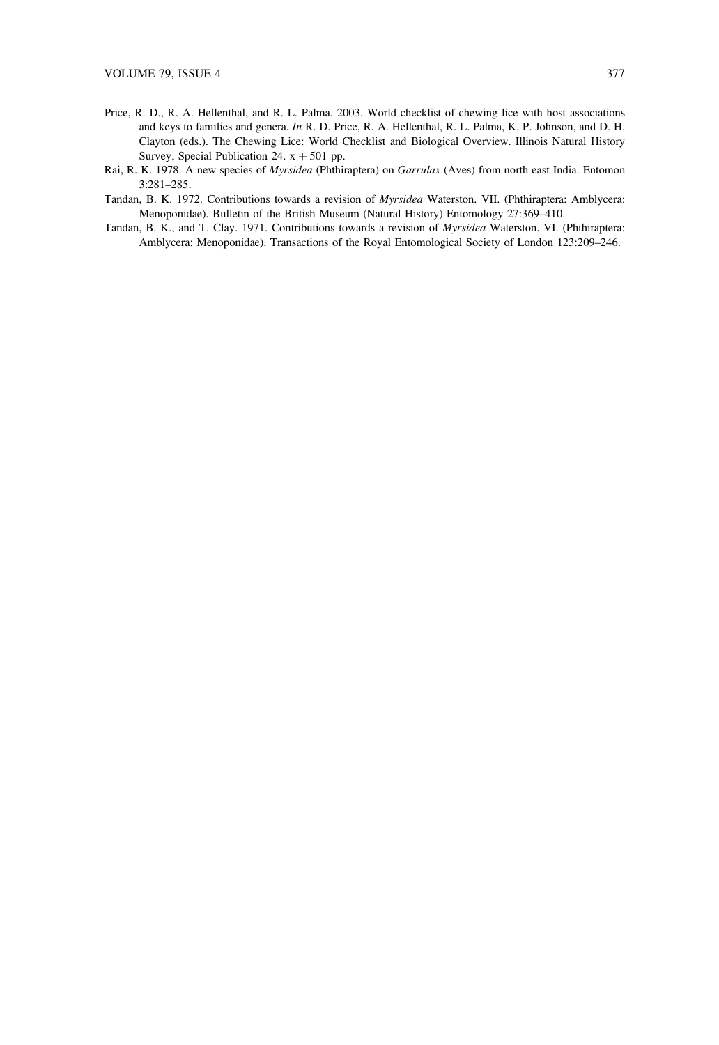Price, R. D., R. A. Hellenthal, and R. L. Palma. 2003. World checklist of chewing lice with host associations and keys to families and genera. *In* R. D. Price, R. A. Hellenthal, R. L. Palma, K. P. Johnson, and D. H. Clayton (eds.). The Chewing Lice: World Checklist and Biological Overview. Illinois Natural History Survey, Special Publication 24. x + 501 pp.

Rai, R. K. 1978. A new species of *Myrsidea* (Phthiraptera) on *Garrulax* (Aves) from north east India. Entomon 3:281–285.

Tandan, B. K. 1972. Contributions towards a revision of *Myrsidea* Waterston. VII. (Phthiraptera: Amblycera: Menoponidae). Bulletin of the British Museum (Natural History) Entomology 27:369–410.

Tandan, B. K., and T. Clay. 1971. Contributions towards a revision of *Myrsidea* Waterston. VI. (Phthiraptera: Amblycera: Menoponidae). Transactions of the Royal Entomological Society of London 123:209–246.